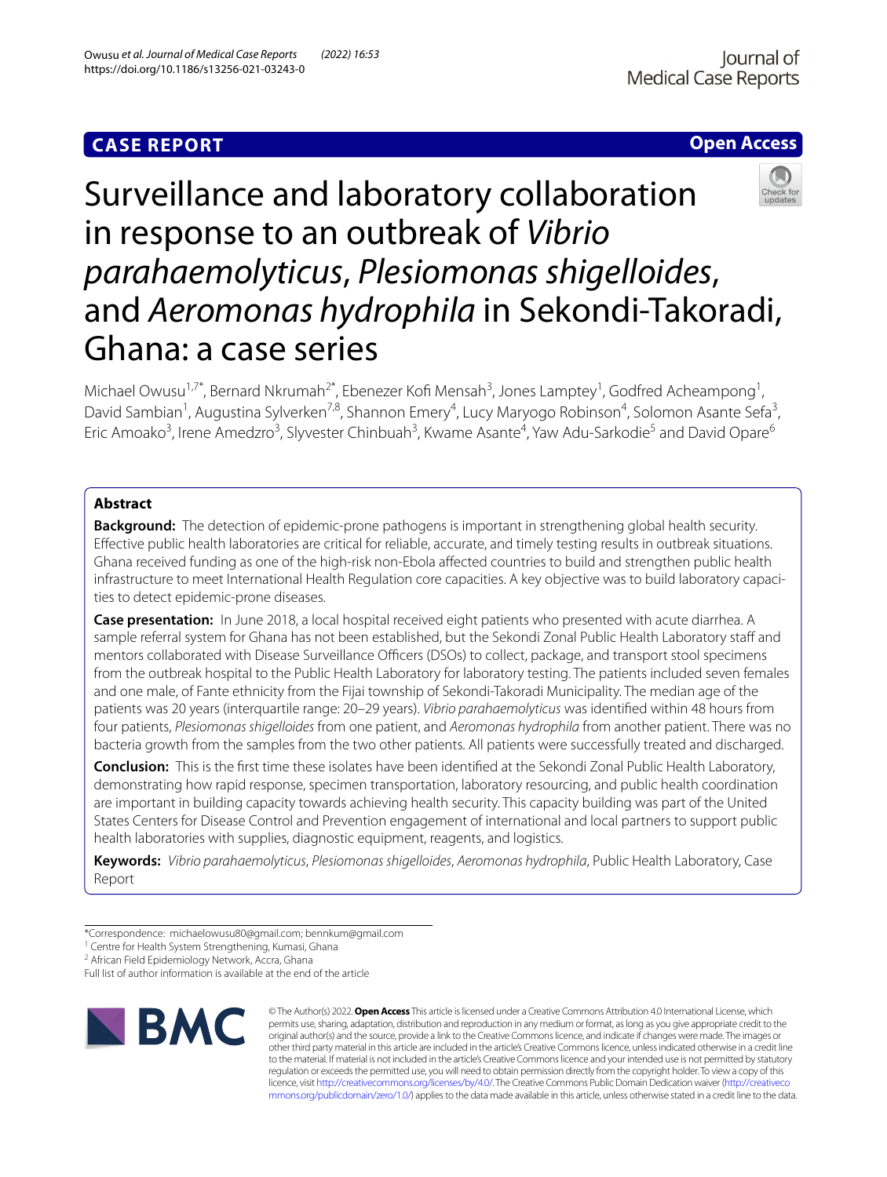**CASE REPORT** **Open Access**

# Surveillance and laboratory collaboration in response to an outbreak of *Vibrio parahaemolyticus*, *Plesiomonas shigelloides*, and *Aeromonas hydrophila* in Sekondi-Takoradi, Ghana: a case series

Michael Owusu[1,7*], Bernard Nkrumah[2*], Ebenezer Kofi Mensah[3], Jones Lamptey[1], Godfred Acheampong[1], David Sambian[1], Augustina Sylverken[7,8], Shannon Emery[4], Lucy Maryogo Robinson[4], Solomon Asante Sefa[3], Eric Amoako[3], Irene Amedzro[3], Slyvester Chinbuah[3], Kwame Asante[4], Yaw Adu-Sarkodie[5] and David Opare[6]

## Abstract

**Background:** The detection of epidemic-prone pathogens is important in strengthening global health security. Effective public health laboratories are critical for reliable, accurate, and timely testing results in outbreak situations. Ghana received funding as one of the high-risk non-Ebola affected countries to build and strengthen public health infrastructure to meet International Health Regulation core capacities. A key objective was to build laboratory capacities to detect epidemic-prone diseases.

**Case presentation:** In June 2018, a local hospital received eight patients who presented with acute diarrhea. A sample referral system for Ghana has not been established, but the Sekondi Zonal Public Health Laboratory staff and mentors collaborated with Disease Surveillance Officers (DSOs) to collect, package, and transport stool specimens from the outbreak hospital to the Public Health Laboratory for laboratory testing. The patients included seven females and one male, of Fante ethnicity from the Fijai township of Sekondi-Takoradi Municipality. The median age of the patients was 20 years (interquartile range: 20–29 years). *Vibrio parahaemolyticus* was identified within 48 hours from four patients, *Plesiomonas shigelloides* from one patient, and *Aeromonas hydrophila* from another patient. There was no bacteria growth from the samples from the two other patients. All patients were successfully treated and discharged.

**Conclusion:** This is the first time these isolates have been identified at the Sekondi Zonal Public Health Laboratory, demonstrating how rapid response, specimen transportation, laboratory resourcing, and public health coordination are important in building capacity towards achieving health security. This capacity building was part of the United States Centers for Disease Control and Prevention engagement of international and local partners to support public health laboratories with supplies, diagnostic equipment, reagents, and logistics.

**Keywords:** *Vibrio parahaemolyticus*, *Plesiomonas shigelloides*, *Aeromonas hydrophila*, Public Health Laboratory, Case Report

*Correspondence: michaelowusu80@gmail.com; bennkum@gmail.com
[1] Centre for Health System Strengthening, Kumasi, Ghana
[2] African Field Epidemiology Network, Accra, Ghana
Full list of author information is available at the end of the article

© The Author(s) 2022. **Open Access** This article is licensed under a Creative Commons Attribution 4.0 International License, which permits use, sharing, adaptation, distribution and reproduction in any medium or format, as long as you give appropriate credit to the original author(s) and the source, provide a link to the Creative Commons licence, and indicate if changes were made. The images or other third party material in this article are included in the article's Creative Commons licence, unless indicated otherwise in a credit line to the material. If material is not included in the article's Creative Commons licence and your intended use is not permitted by statutory regulation or exceeds the permitted use, you will need to obtain permission directly from the copyright holder. To view a copy of this licence, visit http://creativecommons.org/licenses/by/4.0/. The Creative Commons Public Domain Dedication waiver (http://creativecommons.org/publicdomain/zero/1.0/) applies to the data made available in this article, unless otherwise stated in a credit line to the data.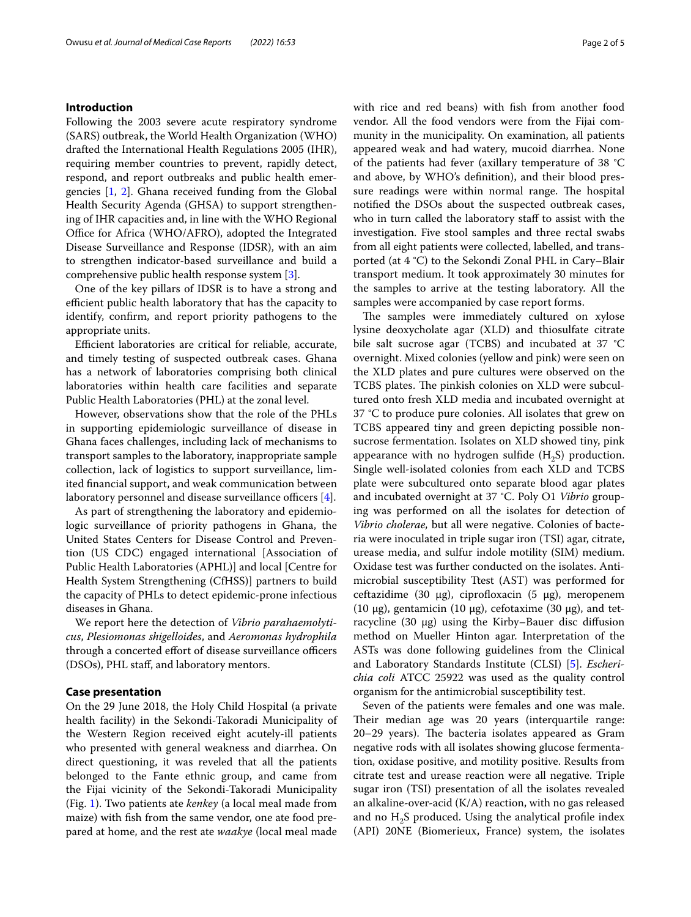## Introduction

Following the 2003 severe acute respiratory syndrome (SARS) outbreak, the World Health Organization (WHO) drafted the International Health Regulations 2005 (IHR), requiring member countries to prevent, rapidly detect, respond, and report outbreaks and public health emergencies [1, 2]. Ghana received funding from the Global Health Security Agenda (GHSA) to support strengthening of IHR capacities and, in line with the WHO Regional Office for Africa (WHO/AFRO), adopted the Integrated Disease Surveillance and Response (IDSR), with an aim to strengthen indicator-based surveillance and build a comprehensive public health response system [3].

One of the key pillars of IDSR is to have a strong and efficient public health laboratory that has the capacity to identify, confirm, and report priority pathogens to the appropriate units.

Efficient laboratories are critical for reliable, accurate, and timely testing of suspected outbreak cases. Ghana has a network of laboratories comprising both clinical laboratories within health care facilities and separate Public Health Laboratories (PHL) at the zonal level.

However, observations show that the role of the PHLs in supporting epidemiologic surveillance of disease in Ghana faces challenges, including lack of mechanisms to transport samples to the laboratory, inappropriate sample collection, lack of logistics to support surveillance, limited financial support, and weak communication between laboratory personnel and disease surveillance officers [4].

As part of strengthening the laboratory and epidemiologic surveillance of priority pathogens in Ghana, the United States Centers for Disease Control and Prevention (US CDC) engaged international [Association of Public Health Laboratories (APHL)] and local [Centre for Health System Strengthening (CfHSS)] partners to build the capacity of PHLs to detect epidemic-prone infectious diseases in Ghana.

We report here the detection of *Vibrio parahaemolyticus*, *Plesiomonas shigelloides*, and *Aeromonas hydrophila* through a concerted effort of disease surveillance officers (DSOs), PHL staff, and laboratory mentors.

## Case presentation

On the 29 June 2018, the Holy Child Hospital (a private health facility) in the Sekondi-Takoradi Municipality of the Western Region received eight acutely-ill patients who presented with general weakness and diarrhea. On direct questioning, it was reveled that all the patients belonged to the Fante ethnic group, and came from the Fijai vicinity of the Sekondi-Takoradi Municipality (Fig. 1). Two patients ate *kenkey* (a local meal made from maize) with fish from the same vendor, one ate food prepared at home, and the rest ate *waakye* (local meal made with rice and red beans) with fish from another food vendor. All the food vendors were from the Fijai community in the municipality. On examination, all patients appeared weak and had watery, mucoid diarrhea. None of the patients had fever (axillary temperature of 38 °C and above, by WHO's definition), and their blood pressure readings were within normal range. The hospital notified the DSOs about the suspected outbreak cases, who in turn called the laboratory staff to assist with the investigation. Five stool samples and three rectal swabs from all eight patients were collected, labelled, and transported (at 4 °C) to the Sekondi Zonal PHL in Cary–Blair transport medium. It took approximately 30 minutes for the samples to arrive at the testing laboratory. All the samples were accompanied by case report forms.

The samples were immediately cultured on xylose lysine deoxycholate agar (XLD) and thiosulfate citrate bile salt sucrose agar (TCBS) and incubated at 37 °C overnight. Mixed colonies (yellow and pink) were seen on the XLD plates and pure cultures were observed on the TCBS plates. The pinkish colonies on XLD were subcultured onto fresh XLD media and incubated overnight at 37 °C to produce pure colonies. All isolates that grew on TCBS appeared tiny and green depicting possible non-sucrose fermentation. Isolates on XLD showed tiny, pink appearance with no hydrogen sulfide ($H_2S$) production. Single well-isolated colonies from each XLD and TCBS plate were subcultured onto separate blood agar plates and incubated overnight at 37 °C. Poly O1 *Vibrio* grouping was performed on all the isolates for detection of *Vibrio cholerae,* but all were negative. Colonies of bacteria were inoculated in triple sugar iron (TSI) agar, citrate, urease media, and sulfur indole motility (SIM) medium. Oxidase test was further conducted on the isolates. Antimicrobial susceptibility Ttest (AST) was performed for ceftazidime (30 µg), ciprofloxacin (5 µg), meropenem (10 µg), gentamicin (10 µg), cefotaxime (30 µg), and tetracycline (30 µg) using the Kirby–Bauer disc diffusion method on Mueller Hinton agar. Interpretation of the ASTs was done following guidelines from the Clinical and Laboratory Standards Institute (CLSI) [5]. *Escherichia coli* ATCC 25922 was used as the quality control organism for the antimicrobial susceptibility test.

Seven of the patients were females and one was male. Their median age was 20 years (interquartile range: 20–29 years). The bacteria isolates appeared as Gram negative rods with all isolates showing glucose fermentation, oxidase positive, and motility positive. Results from citrate test and urease reaction were all negative. Triple sugar iron (TSI) presentation of all the isolates revealed an alkaline-over-acid (K/A) reaction, with no gas released and no $H_2S$ produced. Using the analytical profile index (API) 20NE (Biomerieux, France) system, the isolates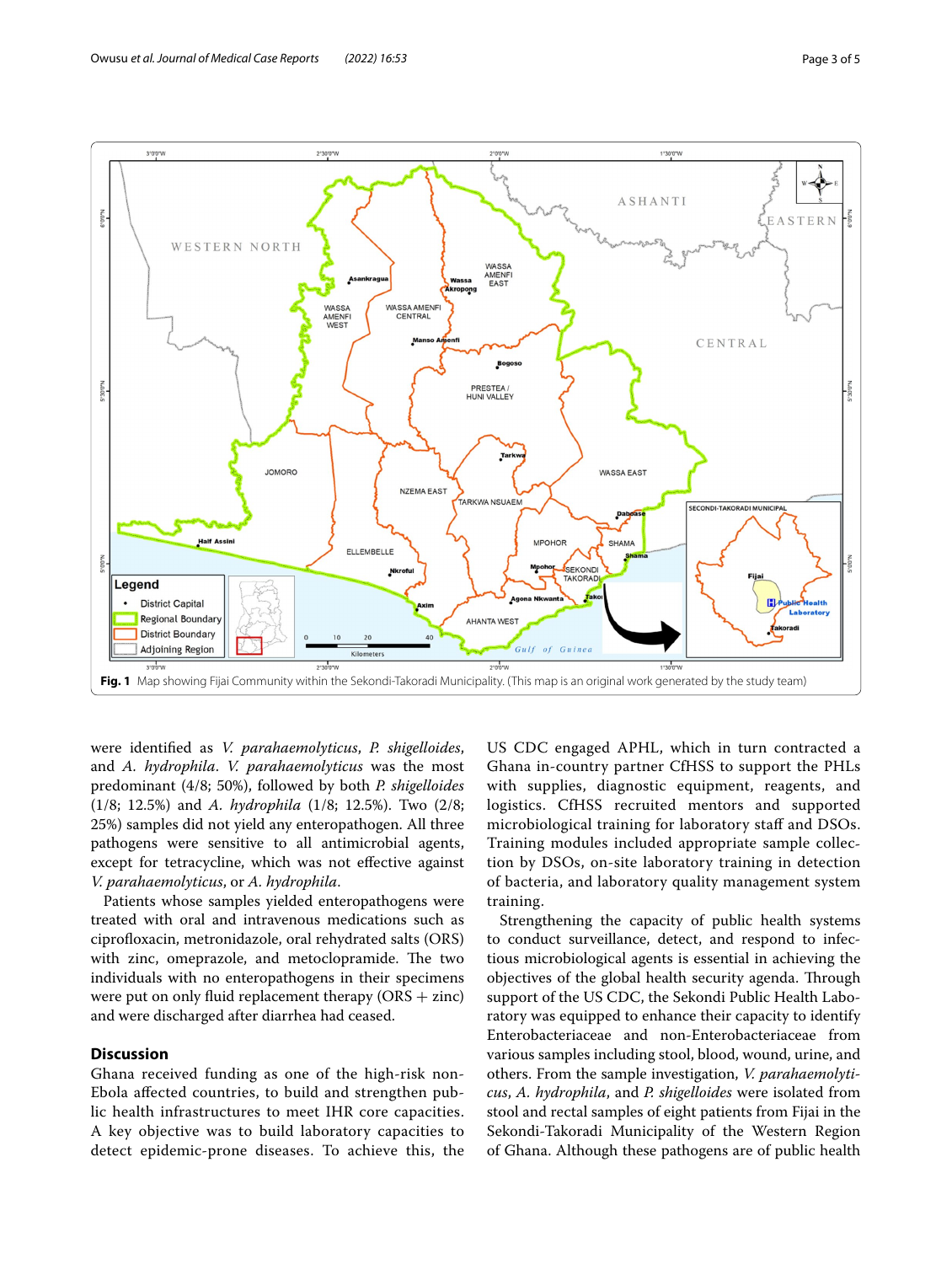Fig. 1 Map showing Fijai Community within the Sekondi-Takoradi Municipality. (This map is an original work generated by the study team)

were identified as *V. parahaemolyticus*, *P. shigelloides*, and *A. hydrophila*. *V. parahaemolyticus* was the most predominant (4/8; 50%), followed by both *P. shigelloides* (1/8; 12.5%) and *A. hydrophila* (1/8; 12.5%). Two (2/8; 25%) samples did not yield any enteropathogen. All three pathogens were sensitive to all antimicrobial agents, except for tetracycline, which was not effective against *V. parahaemolyticus*, or *A. hydrophila*.

Patients whose samples yielded enteropathogens were treated with oral and intravenous medications such as ciprofloxacin, metronidazole, oral rehydrated salts (ORS) with zinc, omeprazole, and metoclopramide. The two individuals with no enteropathogens in their specimens were put on only fluid replacement therapy (ORS + zinc) and were discharged after diarrhea had ceased.

## Discussion

Ghana received funding as one of the high-risk non-Ebola affected countries, to build and strengthen public health infrastructures to meet IHR core capacities. A key objective was to build laboratory capacities to detect epidemic-prone diseases. To achieve this, the US CDC engaged APHL, which in turn contracted a Ghana in-country partner CfHSS to support the PHLs with supplies, diagnostic equipment, reagents, and logistics. CfHSS recruited mentors and supported microbiological training for laboratory staff and DSOs. Training modules included appropriate sample collection by DSOs, on-site laboratory training in detection of bacteria, and laboratory quality management system training.

Strengthening the capacity of public health systems to conduct surveillance, detect, and respond to infectious microbiological agents is essential in achieving the objectives of the global health security agenda. Through support of the US CDC, the Sekondi Public Health Laboratory was equipped to enhance their capacity to identify Enterobacteriaceae and non-Enterobacteriaceae from various samples including stool, blood, wound, urine, and others. From the sample investigation, *V. parahaemolyticus*, *A. hydrophila*, and *P. shigelloides* were isolated from stool and rectal samples of eight patients from Fijai in the Sekondi-Takoradi Municipality of the Western Region of Ghana. Although these pathogens are of public health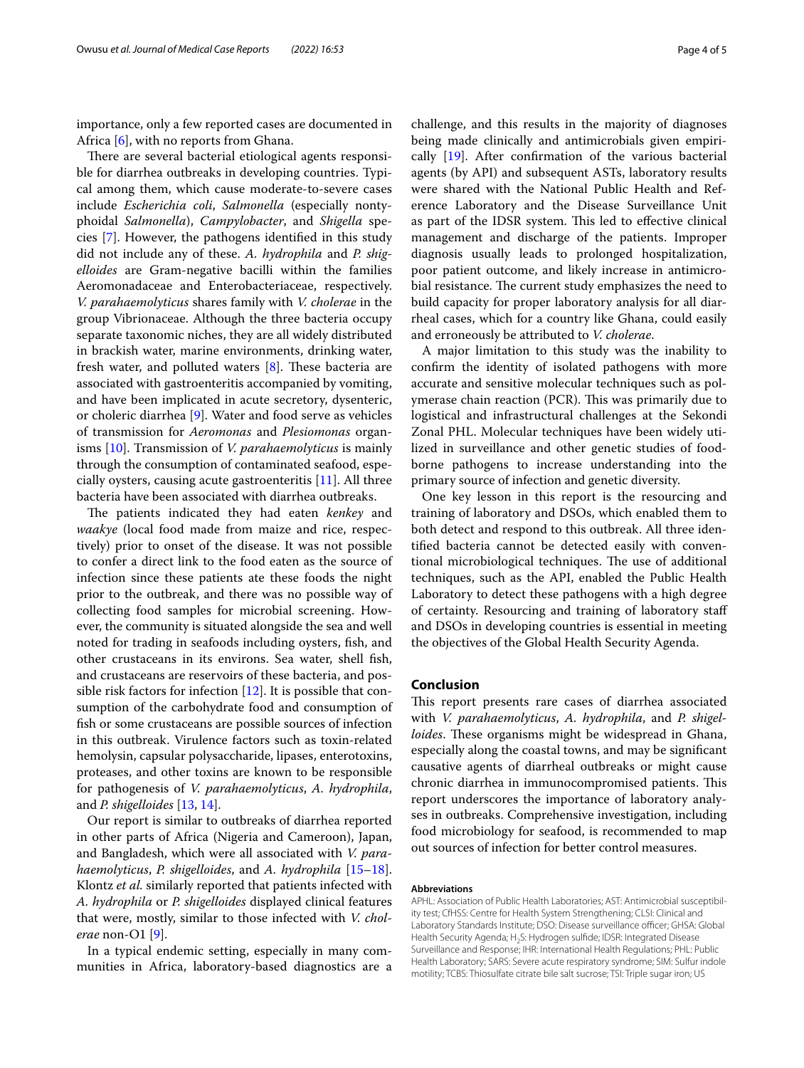importance, only a few reported cases are documented in Africa [6], with no reports from Ghana.

There are several bacterial etiological agents responsible for diarrhea outbreaks in developing countries. Typical among them, which cause moderate-to-severe cases include *Escherichia coli*, *Salmonella* (especially nontyphoidal *Salmonella*), *Campylobacter*, and *Shigella* species [7]. However, the pathogens identified in this study did not include any of these. *A. hydrophila* and *P. shigelloides* are Gram-negative bacilli within the families Aeromonadaceae and Enterobacteriaceae, respectively. *V. parahaemolyticus* shares family with *V. cholerae* in the group Vibrionaceae. Although the three bacteria occupy separate taxonomic niches, they are all widely distributed in brackish water, marine environments, drinking water, fresh water, and polluted waters [8]. These bacteria are associated with gastroenteritis accompanied by vomiting, and have been implicated in acute secretory, dysenteric, or choleric diarrhea [9]. Water and food serve as vehicles of transmission for *Aeromonas* and *Plesiomonas* organisms [10]. Transmission of *V. parahaemolyticus* is mainly through the consumption of contaminated seafood, especially oysters, causing acute gastroenteritis [11]. All three bacteria have been associated with diarrhea outbreaks.

The patients indicated they had eaten *kenkey* and *waakye* (local food made from maize and rice, respectively) prior to onset of the disease. It was not possible to confer a direct link to the food eaten as the source of infection since these patients ate these foods the night prior to the outbreak, and there was no possible way of collecting food samples for microbial screening. However, the community is situated alongside the sea and well noted for trading in seafoods including oysters, fish, and other crustaceans in its environs. Sea water, shell fish, and crustaceans are reservoirs of these bacteria, and possible risk factors for infection [12]. It is possible that consumption of the carbohydrate food and consumption of fish or some crustaceans are possible sources of infection in this outbreak. Virulence factors such as toxin-related hemolysin, capsular polysaccharide, lipases, enterotoxins, proteases, and other toxins are known to be responsible for pathogenesis of *V. parahaemolyticus*, *A. hydrophila*, and *P. shigelloides* [13, 14].

Our report is similar to outbreaks of diarrhea reported in other parts of Africa (Nigeria and Cameroon), Japan, and Bangladesh, which were all associated with *V. parahaemolyticus*, *P. shigelloides*, and *A. hydrophila* [15–18]. Klontz *et al.* similarly reported that patients infected with *A. hydrophila* or *P. shigelloides* displayed clinical features that were, mostly, similar to those infected with *V. cholerae* non-O1 [9].

In a typical endemic setting, especially in many communities in Africa, laboratory-based diagnostics are a challenge, and this results in the majority of diagnoses being made clinically and antimicrobials given empirically [19]. After confirmation of the various bacterial agents (by API) and subsequent ASTs, laboratory results were shared with the National Public Health and Reference Laboratory and the Disease Surveillance Unit as part of the IDSR system. This led to effective clinical management and discharge of the patients. Improper diagnosis usually leads to prolonged hospitalization, poor patient outcome, and likely increase in antimicrobial resistance. The current study emphasizes the need to build capacity for proper laboratory analysis for all diarrheal cases, which for a country like Ghana, could easily and erroneously be attributed to *V. cholerae*.

A major limitation to this study was the inability to confirm the identity of isolated pathogens with more accurate and sensitive molecular techniques such as polymerase chain reaction (PCR). This was primarily due to logistical and infrastructural challenges at the Sekondi Zonal PHL. Molecular techniques have been widely utilized in surveillance and other genetic studies of foodborne pathogens to increase understanding into the primary source of infection and genetic diversity.

One key lesson in this report is the resourcing and training of laboratory and DSOs, which enabled them to both detect and respond to this outbreak. All three identified bacteria cannot be detected easily with conventional microbiological techniques. The use of additional techniques, such as the API, enabled the Public Health Laboratory to detect these pathogens with a high degree of certainty. Resourcing and training of laboratory staff and DSOs in developing countries is essential in meeting the objectives of the Global Health Security Agenda.

## Conclusion

This report presents rare cases of diarrhea associated with *V. parahaemolyticus*, *A. hydrophila*, and *P. shigelloides*. These organisms might be widespread in Ghana, especially along the coastal towns, and may be significant causative agents of diarrheal outbreaks or might cause chronic diarrhea in immunocompromised patients. This report underscores the importance of laboratory analyses in outbreaks. Comprehensive investigation, including food microbiology for seafood, is recommended to map out sources of infection for better control measures.

#### Abbreviations

APHL: Association of Public Health Laboratories; AST: Antimicrobial susceptibility test; CfHSS: Centre for Health System Strengthening; CLSI: Clinical and Laboratory Standards Institute; DSO: Disease surveillance officer; GHSA: Global Health Security Agenda; $H_2S$: Hydrogen sulfide; IDSR: Integrated Disease Surveillance and Response; IHR: International Health Regulations; PHL: Public Health Laboratory; SARS: Severe acute respiratory syndrome; SIM: Sulfur indole motility; TCBS: Thiosulfate citrate bile salt sucrose; TSI: Triple sugar iron; US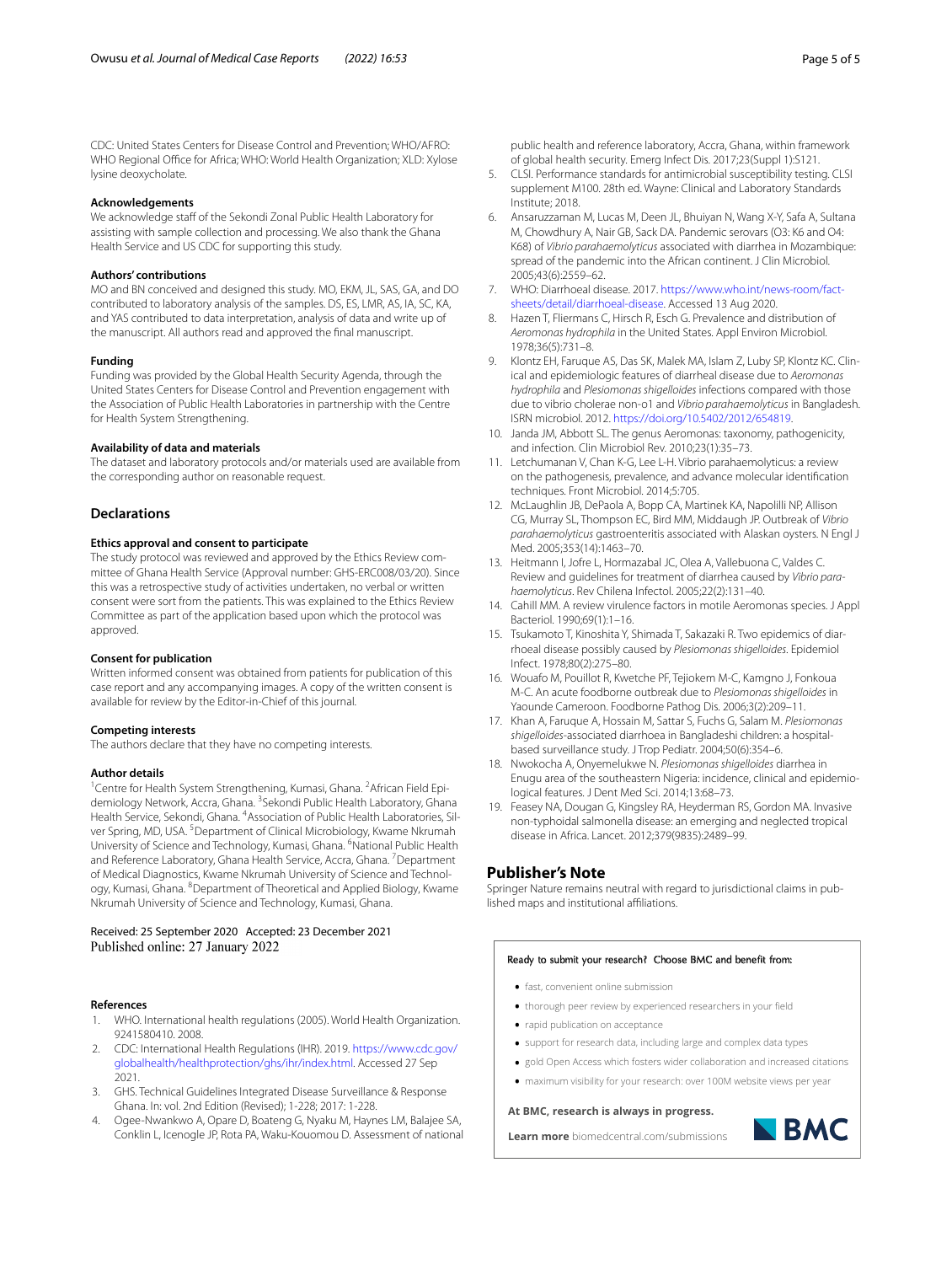CDC: United States Centers for Disease Control and Prevention; WHO/AFRO: WHO Regional Office for Africa; WHO: World Health Organization; XLD: Xylose lysine deoxycholate.

### Acknowledgements

We acknowledge staff of the Sekondi Zonal Public Health Laboratory for assisting with sample collection and processing. We also thank the Ghana Health Service and US CDC for supporting this study.

### Authors' contributions

MO and BN conceived and designed this study. MO, EKM, JL, SAS, GA, and DO contributed to laboratory analysis of the samples. DS, ES, LMR, AS, IA, SC, KA, and YAS contributed to data interpretation, analysis of data and write up of the manuscript. All authors read and approved the final manuscript.

### Funding

Funding was provided by the Global Health Security Agenda, through the United States Centers for Disease Control and Prevention engagement with the Association of Public Health Laboratories in partnership with the Centre for Health System Strengthening.

### Availability of data and materials

The dataset and laboratory protocols and/or materials used are available from the corresponding author on reasonable request.

## Declarations

### Ethics approval and consent to participate

The study protocol was reviewed and approved by the Ethics Review committee of Ghana Health Service (Approval number: GHS-ERC008/03/20). Since this was a retrospective study of activities undertaken, no verbal or written consent were sort from the patients. This was explained to the Ethics Review Committee as part of the application based upon which the protocol was approved.

### Consent for publication

Written informed consent was obtained from patients for publication of this case report and any accompanying images. A copy of the written consent is available for review by the Editor-in-Chief of this journal.

### Competing interests

The authors declare that they have no competing interests.

### Author details

[1]Centre for Health System Strengthening, Kumasi, Ghana. [2]African Field Epidemiology Network, Accra, Ghana. [3]Sekondi Public Health Laboratory, Ghana Health Service, Sekondi, Ghana. [4]Association of Public Health Laboratories, Silver Spring, MD, USA. [5]Department of Clinical Microbiology, Kwame Nkrumah University of Science and Technology, Kumasi, Ghana. [6]National Public Health and Reference Laboratory, Ghana Health Service, Accra, Ghana. [7]Department of Medical Diagnostics, Kwame Nkrumah University of Science and Technology, Kumasi, Ghana. [8]Department of Theoretical and Applied Biology, Kwame Nkrumah University of Science and Technology, Kumasi, Ghana.

Received: 25 September 2020 Accepted: 23 December 2021
Published online: 27 January 2022

### References

1. WHO. International health regulations (2005). World Health Organization. 9241580410. 2008.
2. CDC: International Health Regulations (IHR). 2019. https://www.cdc.gov/globalhealth/healthprotection/ghs/ihr/index.html. Accessed 27 Sep 2021.
3. GHS. Technical Guidelines Integrated Disease Surveillance & Response Ghana. In: vol. 2nd Edition (Revised); 1-228; 2017: 1-228.
4. Ogee-Nwankwo A, Opare D, Boateng G, Nyaku M, Haynes LM, Balajee SA, Conklin L, Icenogle JP, Rota PA, Waku-Kouomou D. Assessment of national public health and reference laboratory, Accra, Ghana, within framework of global health security. Emerg Infect Dis. 2017;23(Suppl 1):S121.
5. CLSI. Performance standards for antimicrobial susceptibility testing. CLSI supplement M100. 28th ed. Wayne: Clinical and Laboratory Standards Institute; 2018.
6. Ansaruzzaman M, Lucas M, Deen JL, Bhuiyan N, Wang X-Y, Safa A, Sultana M, Chowdhury A, Nair GB, Sack DA. Pandemic serovars (O3: K6 and O4: K68) of *Vibrio parahaemolyticus* associated with diarrhea in Mozambique: spread of the pandemic into the African continent. J Clin Microbiol. 2005;43(6):2559–62.
7. WHO: Diarrhoeal disease. 2017. https://www.who.int/news-room/fact-sheets/detail/diarrhoeal-disease. Accessed 13 Aug 2020.
8. Hazen T, Fliermans C, Hirsch R, Esch G. Prevalence and distribution of *Aeromonas hydrophila* in the United States. Appl Environ Microbiol. 1978;36(5):731–8.
9. Klontz EH, Faruque AS, Das SK, Malek MA, Islam Z, Luby SP, Klontz KC. Clinical and epidemiologic features of diarrheal disease due to *Aeromonas hydrophila* and *Plesiomonas shigelloides* infections compared with those due to vibrio cholerae non-o1 and *Vibrio parahaemolyticus* in Bangladesh. ISRN microbiol. 2012. https://doi.org/10.5402/2012/654819.
10. Janda JM, Abbott SL. The genus Aeromonas: taxonomy, pathogenicity, and infection. Clin Microbiol Rev. 2010;23(1):35–73.
11. Letchumanan V, Chan K-G, Lee L-H. Vibrio parahaemolyticus: a review on the pathogenesis, prevalence, and advance molecular identification techniques. Front Microbiol. 2014;5:705.
12. McLaughlin JB, DePaola A, Bopp CA, Martinek KA, Napolilli NP, Allison CG, Murray SL, Thompson EC, Bird MM, Middaugh JP. Outbreak of *Vibrio parahaemolyticus* gastroenteritis associated with Alaskan oysters. N Engl J Med. 2005;353(14):1463–70.
13. Heitmann I, Jofre L, Hormazabal JC, Olea A, Vallebuona C, Valdes C. Review and guidelines for treatment of diarrhea caused by *Vibrio parahaemolyticus*. Rev Chilena Infectol. 2005;22(2):131–40.
14. Cahill MM. A review virulence factors in motile Aeromonas species. J Appl Bacteriol. 1990;69(1):1–16.
15. Tsukamoto T, Kinoshita Y, Shimada T, Sakazaki R. Two epidemics of diarrhoeal disease possibly caused by *Plesiomonas shigelloides*. Epidemiol Infect. 1978;80(2):275–80.
16. Wouafo M, Pouillot R, Kwetche PF, Tejiokem M-C, Kamgno J, Fonkoua M-C. An acute foodborne outbreak due to *Plesiomonas shigelloides* in Yaounde Cameroon. Foodborne Pathog Dis. 2006;3(2):209–11.
17. Khan A, Faruque A, Hossain M, Sattar S, Fuchs G, Salam M. *Plesiomonas shigelloides*-associated diarrhoea in Bangladeshi children: a hospital-based surveillance study. J Trop Pediatr. 2004;50(6):354–6.
18. Nwokocha A, Onyemelukwe N. *Plesiomonas shigelloides* diarrhea in Enugu area of the southeastern Nigeria: incidence, clinical and epidemiological features. J Dent Med Sci. 2014;13:68–73.
19. Feasey NA, Dougan G, Kingsley RA, Heyderman RS, Gordon MA. Invasive non-typhoidal salmonella disease: an emerging and neglected tropical disease in Africa. Lancet. 2012;379(9835):2489–99.

## Publisher's Note

Springer Nature remains neutral with regard to jurisdictional claims in published maps and institutional affiliations.

Ready to submit your research? Choose BMC and benefit from:

- fast, convenient online submission
- thorough peer review by experienced researchers in your field
- rapid publication on acceptance
- support for research data, including large and complex data types
- gold Open Access which fosters wider collaboration and increased citations
- maximum visibility for your research: over 100M website views per year

**At BMC, research is always in progress.**

**Learn more** biomedcentral.com/submissions

BMC